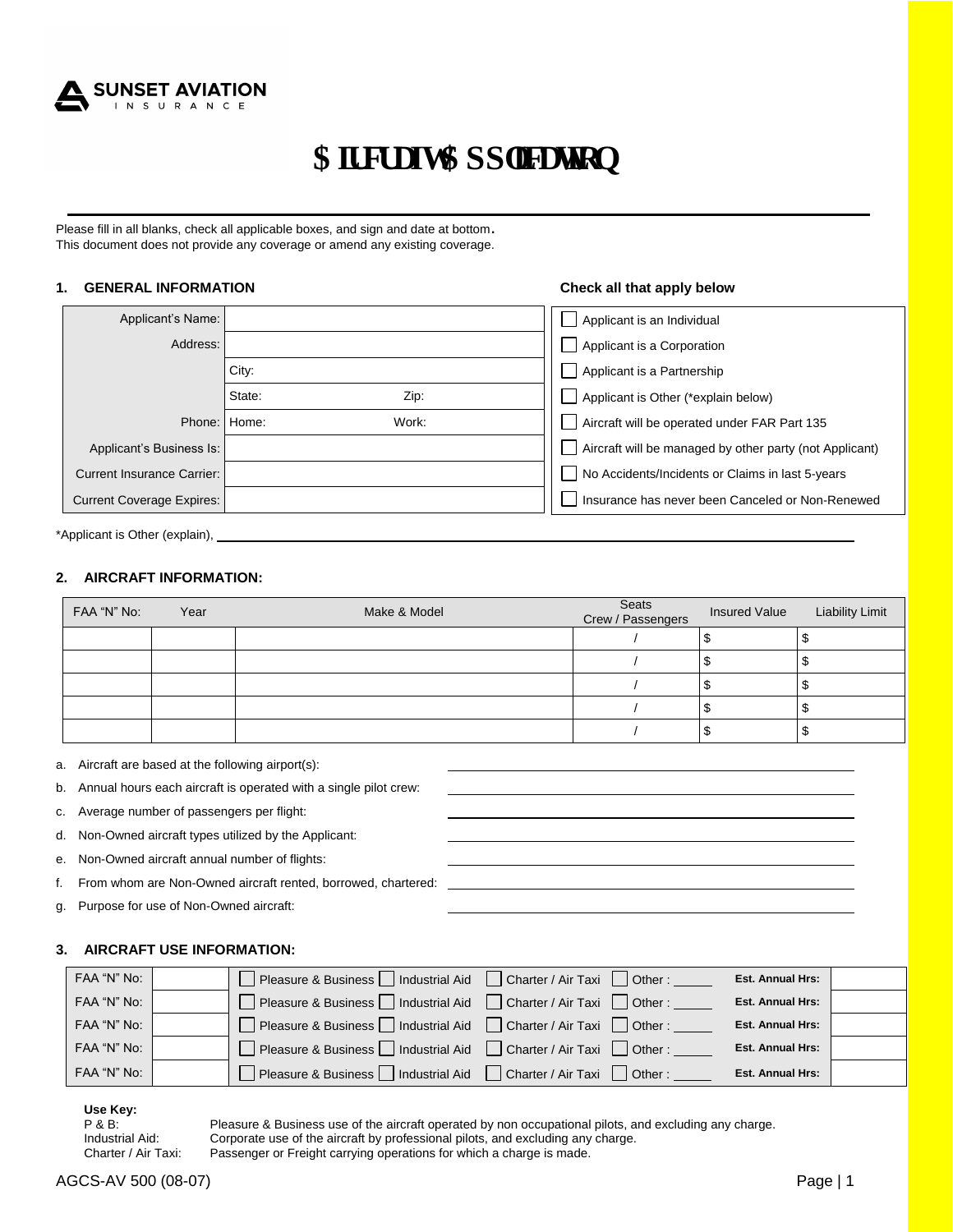SUNSET AVIATION
INSURANCE

# $LUFUDIW $SSOLFDWLRQ

Please fill in all blanks, check all applicable boxes, and sign and date at bottom.
This document does not provide any coverage or amend any existing coverage.

## 1. GENERAL INFORMATION

| | |
|---|---|
| Applicant's Name: | |
| Address: | |
| | City: |
| | State: Zip: |
| Phone: | Home: Work: |
| Applicant's Business Is: | |
| Current Insurance Carrier: | |
| Current Coverage Expires: | |

**Check all that apply below**

- ☐ Applicant is an Individual
- ☐ Applicant is a Corporation
- ☐ Applicant is a Partnership
- ☐ Applicant is Other (*explain below)
- ☐ Aircraft will be operated under FAR Part 135
- ☐ Aircraft will be managed by other party (not Applicant)
- ☐ No Accidents/Incidents or Claims in last 5-years
- ☐ Insurance has never been Canceled or Non-Renewed

*Applicant is Other (explain), ______________________________

## 2. AIRCRAFT INFORMATION:

| FAA "N" No: | Year | Make & Model | Seats Crew / Passengers | Insured Value | Liability Limit |
|---|---|---|---|---|---|
| | | | / | $ | $ |
| | | | / | $ | $ |
| | | | / | $ | $ |
| | | | / | $ | $ |
| | | | / | $ | $ |

a. Aircraft are based at the following airport(s): ______________________________

b. Annual hours each aircraft is operated with a single pilot crew: ______________________________

c. Average number of passengers per flight: ______________________________

d. Non-Owned aircraft types utilized by the Applicant: ______________________________

e. Non-Owned aircraft annual number of flights: ______________________________

f. From whom are Non-Owned aircraft rented, borrowed, chartered: ______________________________

g. Purpose for use of Non-Owned aircraft: ______________________________

## 3. AIRCRAFT USE INFORMATION:

| FAA "N" No: | | Use | Est. Annual Hrs: | |
|---|---|---|---|---|
| FAA "N" No: | | ☐ Pleasure & Business ☐ Industrial Aid ☐ Charter / Air Taxi ☐ Other : _____ | Est. Annual Hrs: | |
| FAA "N" No: | | ☐ Pleasure & Business ☐ Industrial Aid ☐ Charter / Air Taxi ☐ Other : _____ | Est. Annual Hrs: | |
| FAA "N" No: | | ☐ Pleasure & Business ☐ Industrial Aid ☐ Charter / Air Taxi ☐ Other : _____ | Est. Annual Hrs: | |
| FAA "N" No: | | ☐ Pleasure & Business ☐ Industrial Aid ☐ Charter / Air Taxi ☐ Other : _____ | Est. Annual Hrs: | |
| FAA "N" No: | | ☐ Pleasure & Business ☐ Industrial Aid ☐ Charter / Air Taxi ☐ Other : _____ | Est. Annual Hrs: | |

**Use Key:**

| | |
|---|---|
| P & B: | Pleasure & Business use of the aircraft operated by non occupational pilots, and excluding any charge. |
| Industrial Aid: | Corporate use of the aircraft by professional pilots, and excluding any charge. |
| Charter / Air Taxi: | Passenger or Freight carrying operations for which a charge is made. |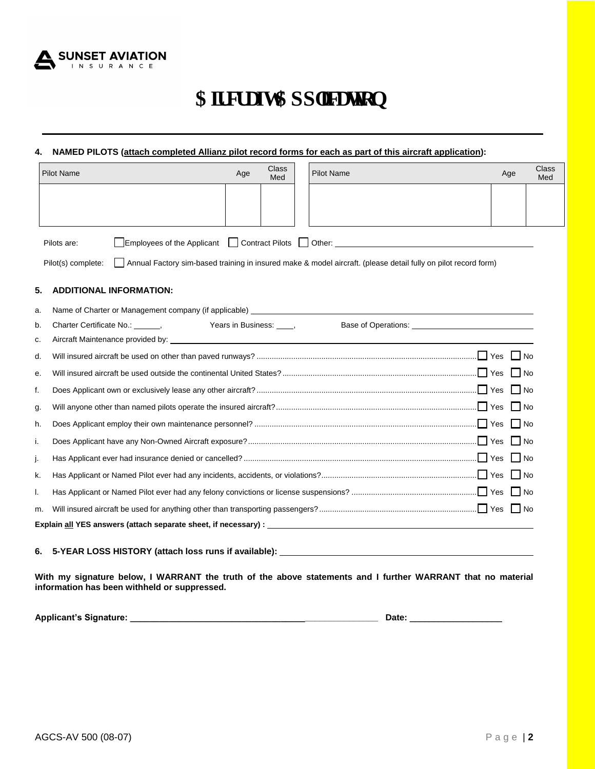**SUNSET AVIATION**
INSURANCE

# $ILUFUDIW$SSOLFDWLRQ

## 4. NAMED PILOTS (attach completed Allianz pilot record forms for each as part of this aircraft application):

| Pilot Name | Age | Class Med | Pilot Name | Age | Class Med |
|---|---|---|---|---|---|
| | | | | | |

Pilots are: ☐ Employees of the Applicant ☐ Contract Pilots ☐ Other: ____________________

Pilot(s) complete: ☐ Annual Factory sim-based training in insured make & model aircraft. (please detail fully on pilot record form)

## 5. ADDITIONAL INFORMATION:

a. Name of Charter or Management company (if applicable) ____________________

b. Charter Certificate No.: ______, Years in Business: ____, Base of Operations: ____________________

c. Aircraft Maintenance provided by: ____________________

d. Will insured aircraft be used on other than paved runways? ☐ Yes ☐ No

e. Will insured aircraft be used outside the continental United States? ☐ Yes ☐ No

f. Does Applicant own or exclusively lease any other aircraft? ☐ Yes ☐ No

g. Will anyone other than named pilots operate the insured aircraft? ☐ Yes ☐ No

h. Does Applicant employ their own maintenance personnel? ☐ Yes ☐ No

i. Does Applicant have any Non-Owned Aircraft exposure? ☐ Yes ☐ No

j. Has Applicant ever had insurance denied or cancelled? ☐ Yes ☐ No

k. Has Applicant or Named Pilot ever had any incidents, accidents, or violations? ☐ Yes ☐ No

l. Has Applicant or Named Pilot ever had any felony convictions or license suspensions? ☐ Yes ☐ No

m. Will insured aircraft be used for anything other than transporting passengers? ☐ Yes ☐ No

**Explain all YES answers (attach separate sheet, if necessary) :** ____________________

## 6. 5-YEAR LOSS HISTORY (attach loss runs if available): ____________________

**With my signature below, I WARRANT the truth of the above statements and I further WARRANT that no material information has been withheld or suppressed.**

**Applicant's Signature:** ____________________ **Date:** ____________________

AGCS-AV 500 (08-07)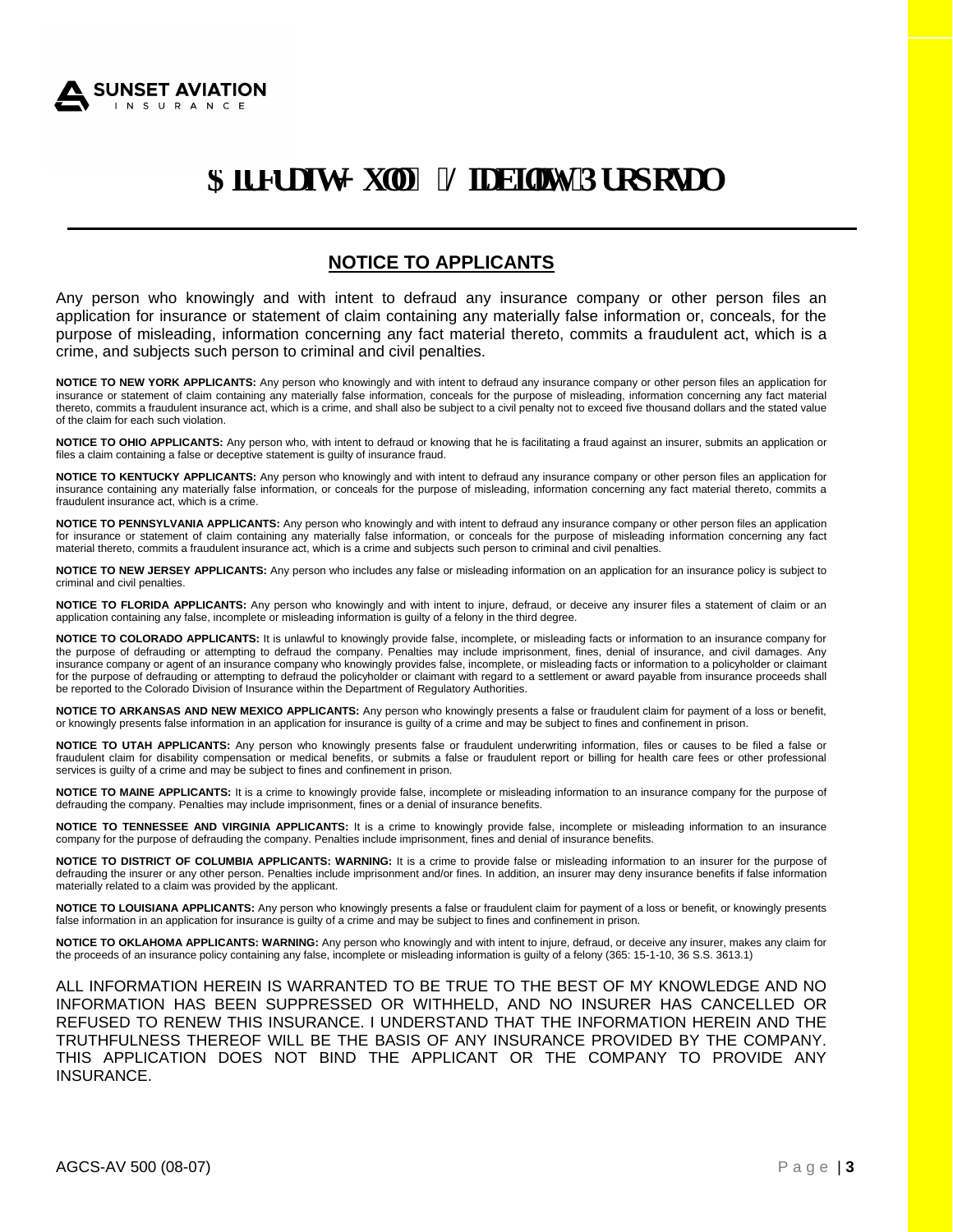# $LUFUDIW+XOO /LDELOLW\3URSRVDO

---

## NOTICE TO APPLICANTS

Any person who knowingly and with intent to defraud any insurance company or other person files an application for insurance or statement of claim containing any materially false information or, conceals, for the purpose of misleading, information concerning any fact material thereto, commits a fraudulent act, which is a crime, and subjects such person to criminal and civil penalties.

**NOTICE TO NEW YORK APPLICANTS:** Any person who knowingly and with intent to defraud any insurance company or other person files an application for insurance or statement of claim containing any materially false information, conceals for the purpose of misleading, information concerning any fact material thereto, commits a fraudulent insurance act, which is a crime, and shall also be subject to a civil penalty not to exceed five thousand dollars and the stated value of the claim for each such violation.

**NOTICE TO OHIO APPLICANTS:** Any person who, with intent to defraud or knowing that he is facilitating a fraud against an insurer, submits an application or files a claim containing a false or deceptive statement is guilty of insurance fraud.

**NOTICE TO KENTUCKY APPLICANTS:** Any person who knowingly and with intent to defraud any insurance company or other person files an application for insurance containing any materially false information, or conceals for the purpose of misleading, information concerning any fact material thereto, commits a fraudulent insurance act, which is a crime.

**NOTICE TO PENNSYLVANIA APPLICANTS:** Any person who knowingly and with intent to defraud any insurance company or other person files an application for insurance or statement of claim containing any materially false information, or conceals for the purpose of misleading information concerning any fact material thereto, commits a fraudulent insurance act, which is a crime and subjects such person to criminal and civil penalties.

**NOTICE TO NEW JERSEY APPLICANTS:** Any person who includes any false or misleading information on an application for an insurance policy is subject to criminal and civil penalties.

**NOTICE TO FLORIDA APPLICANTS:** Any person who knowingly and with intent to injure, defraud, or deceive any insurer files a statement of claim or an application containing any false, incomplete or misleading information is guilty of a felony in the third degree.

**NOTICE TO COLORADO APPLICANTS:** It is unlawful to knowingly provide false, incomplete, or misleading facts or information to an insurance company for the purpose of defrauding or attempting to defraud the company. Penalties may include imprisonment, fines, denial of insurance, and civil damages. Any insurance company or agent of an insurance company who knowingly provides false, incomplete, or misleading facts or information to a policyholder or claimant for the purpose of defrauding or attempting to defraud the policyholder or claimant with regard to a settlement or award payable from insurance proceeds shall be reported to the Colorado Division of Insurance within the Department of Regulatory Authorities.

**NOTICE TO ARKANSAS AND NEW MEXICO APPLICANTS:** Any person who knowingly presents a false or fraudulent claim for payment of a loss or benefit, or knowingly presents false information in an application for insurance is guilty of a crime and may be subject to fines and confinement in prison.

**NOTICE TO UTAH APPLICANTS:** Any person who knowingly presents false or fraudulent underwriting information, files or causes to be filed a false or fraudulent claim for disability compensation or medical benefits, or submits a false or fraudulent report or billing for health care fees or other professional services is guilty of a crime and may be subject to fines and confinement in prison.

**NOTICE TO MAINE APPLICANTS:** It is a crime to knowingly provide false, incomplete or misleading information to an insurance company for the purpose of defrauding the company. Penalties may include imprisonment, fines or a denial of insurance benefits.

**NOTICE TO TENNESSEE AND VIRGINIA APPLICANTS:** It is a crime to knowingly provide false, incomplete or misleading information to an insurance company for the purpose of defrauding the company. Penalties include imprisonment, fines and denial of insurance benefits.

**NOTICE TO DISTRICT OF COLUMBIA APPLICANTS: WARNING:** It is a crime to provide false or misleading information to an insurer for the purpose of defrauding the insurer or any other person. Penalties include imprisonment and/or fines. In addition, an insurer may deny insurance benefits if false information materially related to a claim was provided by the applicant.

**NOTICE TO LOUISIANA APPLICANTS:** Any person who knowingly presents a false or fraudulent claim for payment of a loss or benefit, or knowingly presents false information in an application for insurance is guilty of a crime and may be subject to fines and confinement in prison.

**NOTICE TO OKLAHOMA APPLICANTS: WARNING:** Any person who knowingly and with intent to injure, defraud, or deceive any insurer, makes any claim for the proceeds of an insurance policy containing any false, incomplete or misleading information is guilty of a felony (365: 15-1-10, 36 S.S. 3613.1)

ALL INFORMATION HEREIN IS WARRANTED TO BE TRUE TO THE BEST OF MY KNOWLEDGE AND NO INFORMATION HAS BEEN SUPPRESSED OR WITHHELD, AND NO INSURER HAS CANCELLED OR REFUSED TO RENEW THIS INSURANCE. I UNDERSTAND THAT THE INFORMATION HEREIN AND THE TRUTHFULNESS THEREOF WILL BE THE BASIS OF ANY INSURANCE PROVIDED BY THE COMPANY. THIS APPLICATION DOES NOT BIND THE APPLICANT OR THE COMPANY TO PROVIDE ANY INSURANCE.